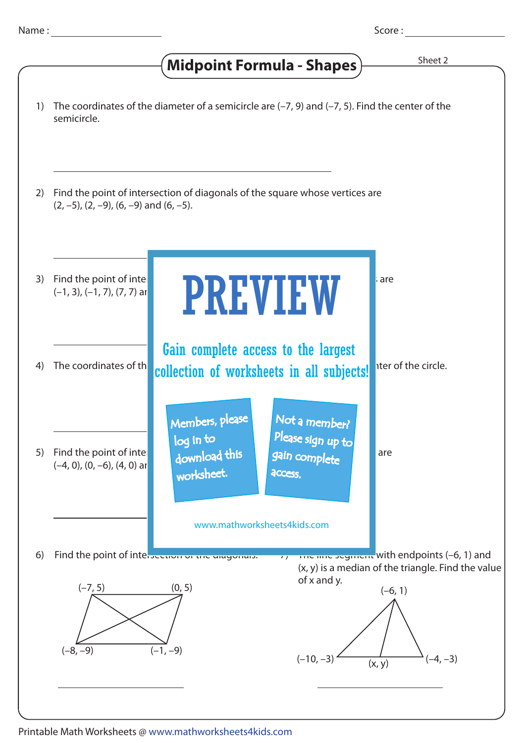Name : ____________________ Score : ____________________

# Midpoint Formula - Shapes

Sheet 2

1) The coordinates of the diameter of a semicircle are (–7, 9) and (–7, 5). Find the center of the semicircle.

______________________________

2) Find the point of intersection of diagonals of the square whose vertices are (2, –5), (2, –9), (6, –9) and (6, –5).

______________________________

3) Find the point of inte… are (–1, 3), (–1, 7), (7, 7) ar…

______________________________

4) The coordinates of th… nter of the circle.

______________________________

5) Find the point of inte… are (–4, 0), (0, –6), (4, 0) ar…

______________________________

**PREVIEW**

Gain complete access to the largest collection of worksheets in all subjects!

Members, please log in to download this worksheet.

Not a member? Please sign up to gain complete access.

www.mathworksheets4kids.com

6) Find the point of intersection of the diagonals.

(–7, 5), (0, 5), (–8, –9), (–1, –9)

______________________________

7) The line segment with endpoints (–6, 1) and (x, y) is a median of the triangle. Find the value of x and y.

(–6, 1), (–10, –3), (x, y), (–4, –3)

______________________________

Printable Math Worksheets @ www.mathworksheets4kids.com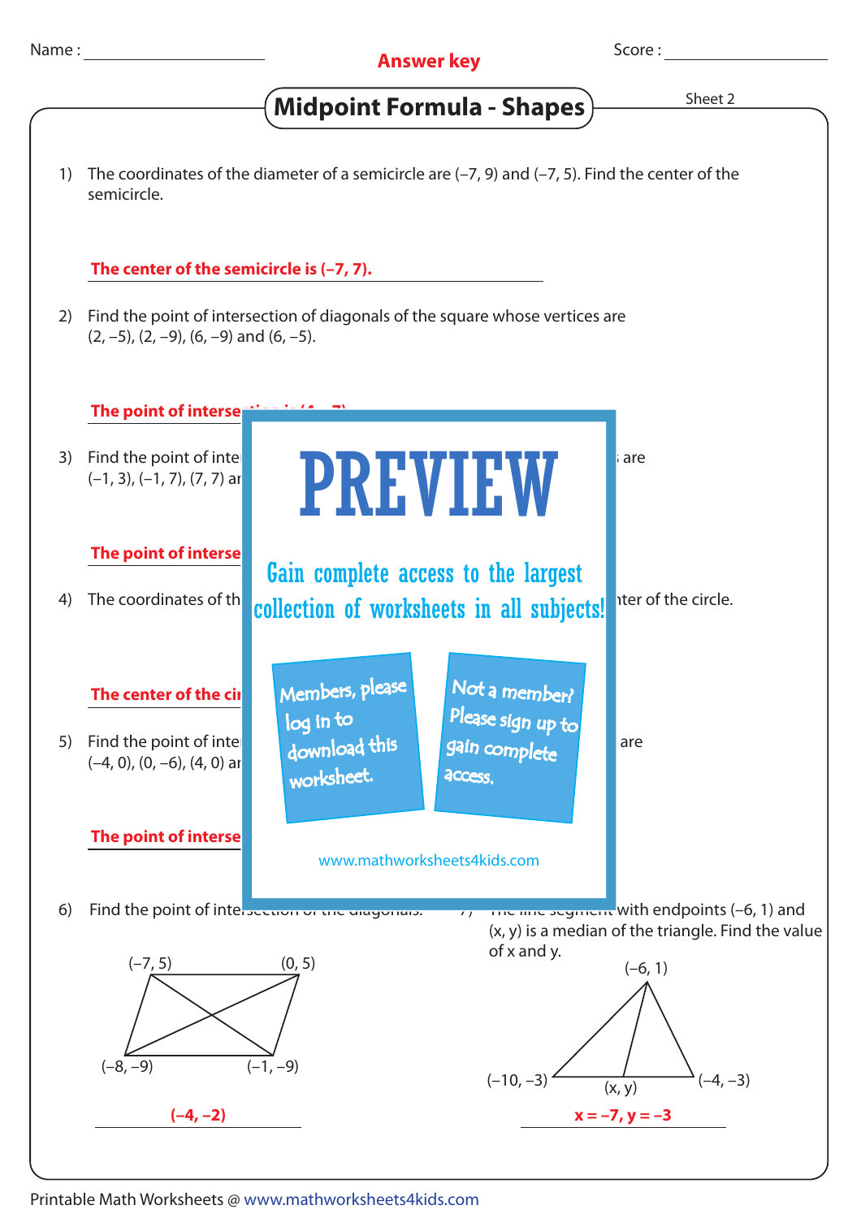Name : ______________ **Answer key** Score : ______________

# Midpoint Formula - Shapes

Sheet 2

1) The coordinates of the diameter of a semicircle are (–7, 9) and (–7, 5). Find the center of the semicircle.

**The center of the semicircle is (–7, 7).**

2) Find the point of intersection of diagonals of the square whose vertices are (2, –5), (2, –9), (6, –9) and (6, –5).

**The point of interse**

3) Find the point of inte                                                                                      are
(–1, 3), (–1, 7), (7, 7) ar

**The point of interse**

4) The coordinates of th                                                                                      nter of the circle.

**The center of the ci**

5) Find the point of inte                                                                                      are
(–4, 0), (0, –6), (4, 0) ar

**The point of interse**

PREVIEW

Gain complete access to the largest collection of worksheets in all subjects!

Members, please log in to download this worksheet.

Not a member? Please sign up to gain complete access.

www.mathworksheets4kids.com

6) Find the point of inte

(–7, 5)
(0, 5)
(–8, –9)
(–1, –9)

**(–4, –2)**

7) The line segment with endpoints (–6, 1) and (x, y) is a median of the triangle. Find the value of x and y.

(–6, 1)
(–10, –3)
(x, y)
(–4, –3)

**x = –7, y = –3**

Printable Math Worksheets @ www.mathworksheets4kids.com